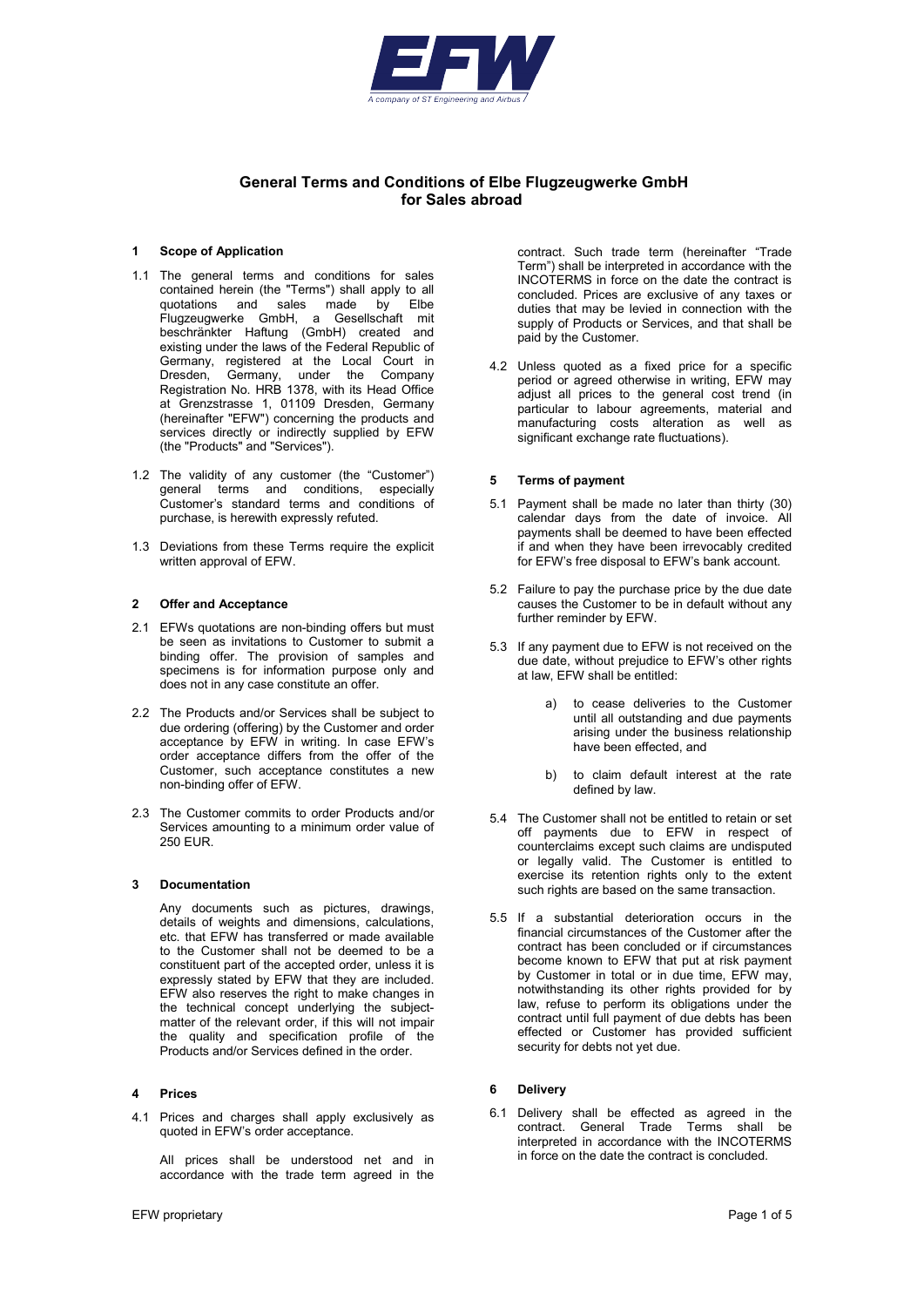# General Terms and Conditions of Elbe Flugzeugwerke GmbH for Sales abroad

## 1 Scope of Application

1.1 The general terms and conditions for sales contained herein (the "Terms") shall apply to all quotations and sales made by Elbe Flugzeugwerke GmbH, a Gesellschaft mit beschränkter Haftung (GmbH) created and existing under the laws of the Federal Republic of Germany, registered at the Local Court in Dresden, Germany, under the Company Registration No. HRB 1378, with its Head Office at Grenzstrasse 1, 01109 Dresden, Germany (hereinafter "EFW") concerning the products and services directly or indirectly supplied by EFW (the "Products" and "Services").

1.2 The validity of any customer (the "Customer") general terms and conditions, especially Customer's standard terms and conditions of purchase, is herewith expressly refuted.

1.3 Deviations from these Terms require the explicit written approval of EFW.

## 2 Offer and Acceptance

2.1 EFWs quotations are non-binding offers but must be seen as invitations to Customer to submit a binding offer. The provision of samples and specimens is for information purpose only and does not in any case constitute an offer.

2.2 The Products and/or Services shall be subject to due ordering (offering) by the Customer and order acceptance by EFW in writing. In case EFW's order acceptance differs from the offer of the Customer, such acceptance constitutes a new non-binding offer of EFW.

2.3 The Customer commits to order Products and/or Services amounting to a minimum order value of 250 EUR.

## 3 Documentation

Any documents such as pictures, drawings, details of weights and dimensions, calculations, etc. that EFW has transferred or made available to the Customer shall not be deemed to be a constituent part of the accepted order, unless it is expressly stated by EFW that they are included. EFW also reserves the right to make changes in the technical concept underlying the subject-matter of the relevant order, if this will not impair the quality and specification profile of the Products and/or Services defined in the order.

## 4 Prices

4.1 Prices and charges shall apply exclusively as quoted in EFW's order acceptance.

All prices shall be understood net and in accordance with the trade term agreed in the contract. Such trade term (hereinafter "Trade Term") shall be interpreted in accordance with the INCOTERMS in force on the date the contract is concluded. Prices are exclusive of any taxes or duties that may be levied in connection with the supply of Products or Services, and that shall be paid by the Customer.

4.2 Unless quoted as a fixed price for a specific period or agreed otherwise in writing, EFW may adjust all prices to the general cost trend (in particular to labour agreements, material and manufacturing costs alteration as well as significant exchange rate fluctuations).

## 5 Terms of payment

5.1 Payment shall be made no later than thirty (30) calendar days from the date of invoice. All payments shall be deemed to have been effected if and when they have been irrevocably credited for EFW's free disposal to EFW's bank account.

5.2 Failure to pay the purchase price by the due date causes the Customer to be in default without any further reminder by EFW.

5.3 If any payment due to EFW is not received on the due date, without prejudice to EFW's other rights at law, EFW shall be entitled:

a) to cease deliveries to the Customer until all outstanding and due payments arising under the business relationship have been effected, and

b) to claim default interest at the rate defined by law.

5.4 The Customer shall not be entitled to retain or set off payments due to EFW in respect of counterclaims except such claims are undisputed or legally valid. The Customer is entitled to exercise its retention rights only to the extent such rights are based on the same transaction.

5.5 If a substantial deterioration occurs in the financial circumstances of the Customer after the contract has been concluded or if circumstances become known to EFW that put at risk payment by Customer in total or in due time, EFW may, notwithstanding its other rights provided for by law, refuse to perform its obligations under the contract until full payment of due debts has been effected or Customer has provided sufficient security for debts not yet due.

## 6 Delivery

6.1 Delivery shall be effected as agreed in the contract. General Trade Terms shall be interpreted in accordance with the INCOTERMS in force on the date the contract is concluded.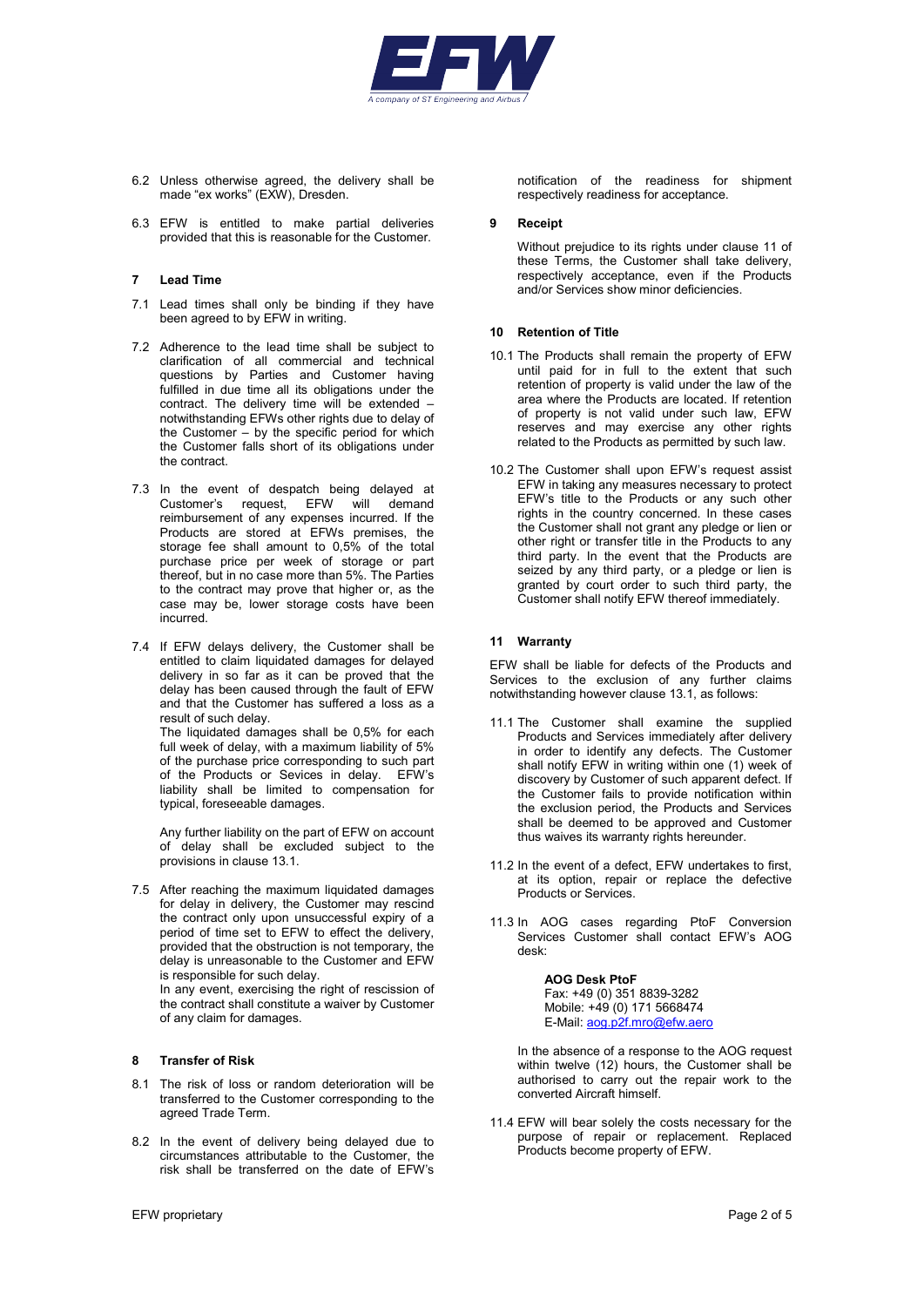6.2 Unless otherwise agreed, the delivery shall be made "ex works" (EXW), Dresden.

6.3 EFW is entitled to make partial deliveries provided that this is reasonable for the Customer.

## 7 Lead Time

7.1 Lead times shall only be binding if they have been agreed to by EFW in writing.

7.2 Adherence to the lead time shall be subject to clarification of all commercial and technical questions by Parties and Customer having fulfilled in due time all its obligations under the contract. The delivery time will be extended – notwithstanding EFWs other rights due to delay of the Customer – by the specific period for which the Customer falls short of its obligations under the contract.

7.3 In the event of despatch being delayed at Customer's request, EFW will demand reimbursement of any expenses incurred. If the Products are stored at EFWs premises, the storage fee shall amount to 0,5% of the total purchase price per week of storage or part thereof, but in no case more than 5%. The Parties to the contract may prove that higher or, as the case may be, lower storage costs have been incurred.

7.4 If EFW delays delivery, the Customer shall be entitled to claim liquidated damages for delayed delivery in so far as it can be proved that the delay has been caused through the fault of EFW and that the Customer has suffered a loss as a result of such delay.
The liquidated damages shall be 0,5% for each full week of delay, with a maximum liability of 5% of the purchase price corresponding to such part of the Products or Sevices in delay. EFW's liability shall be limited to compensation for typical, foreseeable damages.

Any further liability on the part of EFW on account of delay shall be excluded subject to the provisions in clause 13.1.

7.5 After reaching the maximum liquidated damages for delay in delivery, the Customer may rescind the contract only upon unsuccessful expiry of a period of time set to EFW to effect the delivery, provided that the obstruction is not temporary, the delay is unreasonable to the Customer and EFW is responsible for such delay.
In any event, exercising the right of rescission of the contract shall constitute a waiver by Customer of any claim for damages.

## 8 Transfer of Risk

8.1 The risk of loss or random deterioration will be transferred to the Customer corresponding to the agreed Trade Term.

8.2 In the event of delivery being delayed due to circumstances attributable to the Customer, the risk shall be transferred on the date of EFW's notification of the readiness for shipment respectively readiness for acceptance.

## 9 Receipt

Without prejudice to its rights under clause 11 of these Terms, the Customer shall take delivery, respectively acceptance, even if the Products and/or Services show minor deficiencies.

## 10 Retention of Title

10.1 The Products shall remain the property of EFW until paid for in full to the extent that such retention of property is valid under the law of the area where the Products are located. If retention of property is not valid under such law, EFW reserves and may exercise any other rights related to the Products as permitted by such law.

10.2 The Customer shall upon EFW's request assist EFW in taking any measures necessary to protect EFW's title to the Products or any such other rights in the country concerned. In these cases the Customer shall not grant any pledge or lien or other right or transfer title in the Products to any third party. In the event that the Products are seized by any third party, or a pledge or lien is granted by court order to such third party, the Customer shall notify EFW thereof immediately.

## 11 Warranty

EFW shall be liable for defects of the Products and Services to the exclusion of any further claims notwithstanding however clause 13.1, as follows:

11.1 The Customer shall examine the supplied Products and Services immediately after delivery in order to identify any defects. The Customer shall notify EFW in writing within one (1) week of discovery by Customer of such apparent defect. If the Customer fails to provide notification within the exclusion period, the Products and Services shall be deemed to be approved and Customer thus waives its warranty rights hereunder.

11.2 In the event of a defect, EFW undertakes to first, at its option, repair or replace the defective Products or Services.

11.3 In AOG cases regarding PtoF Conversion Services Customer shall contact EFW's AOG desk:

**AOG Desk PtoF**
Fax: +49 (0) 351 8839-3282
Mobile: +49 (0) 171 5668474
E-Mail: aog.p2f.mro@efw.aero

In the absence of a response to the AOG request within twelve (12) hours, the Customer shall be authorised to carry out the repair work to the converted Aircraft himself.

11.4 EFW will bear solely the costs necessary for the purpose of repair or replacement. Replaced Products become property of EFW.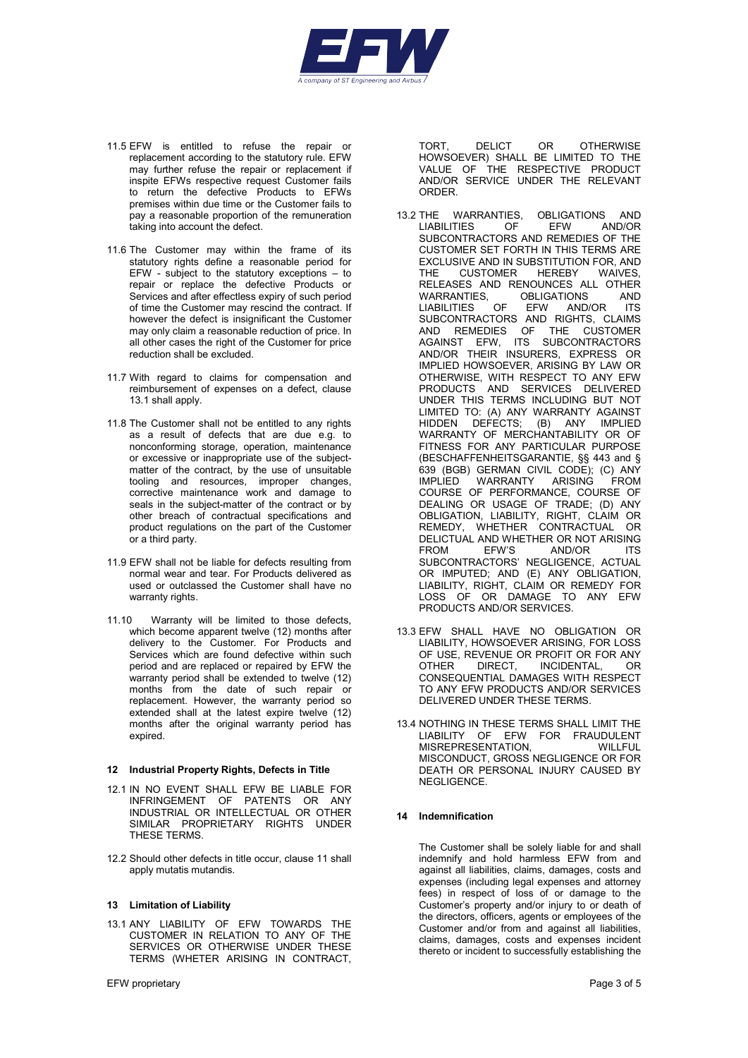11.5 EFW is entitled to refuse the repair or replacement according to the statutory rule. EFW may further refuse the repair or replacement if inspite EFWs respective request Customer fails to return the defective Products to EFWs premises within due time or the Customer fails to pay a reasonable proportion of the remuneration taking into account the defect.

11.6 The Customer may within the frame of its statutory rights define a reasonable period for EFW - subject to the statutory exceptions – to repair or replace the defective Products or Services and after effectless expiry of such period of time the Customer may rescind the contract. If however the defect is insignificant the Customer may only claim a reasonable reduction of price. In all other cases the right of the Customer for price reduction shall be excluded.

11.7 With regard to claims for compensation and reimbursement of expenses on a defect, clause 13.1 shall apply.

11.8 The Customer shall not be entitled to any rights as a result of defects that are due e.g. to nonconforming storage, operation, maintenance or excessive or inappropriate use of the subject-matter of the contract, by the use of unsuitable tooling and resources, improper changes, corrective maintenance work and damage to seals in the subject-matter of the contract or by other breach of contractual specifications and product regulations on the part of the Customer or a third party.

11.9 EFW shall not be liable for defects resulting from normal wear and tear. For Products delivered as used or outclassed the Customer shall have no warranty rights.

11.10 Warranty will be limited to those defects, which become apparent twelve (12) months after delivery to the Customer. For Products and Services which are found defective within such period and are replaced or repaired by EFW the warranty period shall be extended to twelve (12) months from the date of such repair or replacement. However, the warranty period so extended shall at the latest expire twelve (12) months after the original warranty period has expired.

## 12 Industrial Property Rights, Defects in Title

12.1 IN NO EVENT SHALL EFW BE LIABLE FOR INFRINGEMENT OF PATENTS OR ANY INDUSTRIAL OR INTELLECTUAL OR OTHER SIMILAR PROPRIETARY RIGHTS UNDER THESE TERMS.

12.2 Should other defects in title occur, clause 11 shall apply mutatis mutandis.

## 13 Limitation of Liability

13.1 ANY LIABILITY OF EFW TOWARDS THE CUSTOMER IN RELATION TO ANY OF THE SERVICES OR OTHERWISE UNDER THESE TERMS (WHETER ARISING IN CONTRACT, TORT, DELICT OR OTHERWISE HOWSOEVER) SHALL BE LIMITED TO THE VALUE OF THE RESPECTIVE PRODUCT AND/OR SERVICE UNDER THE RELEVANT ORDER.

13.2 THE WARRANTIES, OBLIGATIONS AND LIABILITIES OF EFW AND/OR SUBCONTRACTORS AND REMEDIES OF THE CUSTOMER SET FORTH IN THIS TERMS ARE EXCLUSIVE AND IN SUBSTITUTION FOR, AND THE CUSTOMER HEREBY WAIVES, RELEASES AND RENOUNCES ALL OTHER WARRANTIES, OBLIGATIONS AND LIABILITIES OF EFW AND/OR ITS SUBCONTRACTORS AND RIGHTS, CLAIMS AND REMEDIES OF THE CUSTOMER AGAINST EFW, ITS SUBCONTRACTORS AND/OR THEIR INSURERS, EXPRESS OR IMPLIED HOWSOEVER, ARISING BY LAW OR OTHERWISE, WITH RESPECT TO ANY EFW PRODUCTS AND SERVICES DELIVERED UNDER THIS TERMS INCLUDING BUT NOT LIMITED TO: (A) ANY WARRANTY AGAINST HIDDEN DEFECTS; (B) ANY IMPLIED WARRANTY OF MERCHANTABILITY OR OF FITNESS FOR ANY PARTICULAR PURPOSE (BESCHAFFENHEITSGARANTIE, §§ 443 and § 639 (BGB) GERMAN CIVIL CODE); (C) ANY IMPLIED WARRANTY ARISING FROM COURSE OF PERFORMANCE, COURSE OF DEALING OR USAGE OF TRADE; (D) ANY OBLIGATION, LIABILITY, RIGHT, CLAIM OR REMEDY, WHETHER CONTRACTUAL OR DELICTUAL AND WHETHER OR NOT ARISING FROM EFW'S AND/OR ITS SUBCONTRACTORS' NEGLIGENCE, ACTUAL OR IMPUTED; AND (E) ANY OBLIGATION, LIABILITY, RIGHT, CLAIM OR REMEDY FOR LOSS OF OR DAMAGE TO ANY EFW PRODUCTS AND/OR SERVICES.

13.3 EFW SHALL HAVE NO OBLIGATION OR LIABILITY, HOWSOEVER ARISING, FOR LOSS OF USE, REVENUE OR PROFIT OR FOR ANY OTHER DIRECT, INCIDENTAL, OR CONSEQUENTIAL DAMAGES WITH RESPECT TO ANY EFW PRODUCTS AND/OR SERVICES DELIVERED UNDER THESE TERMS.

13.4 NOTHING IN THESE TERMS SHALL LIMIT THE LIABILITY OF EFW FOR FRAUDULENT MISREPRESENTATION, WILLFUL MISCONDUCT, GROSS NEGLIGENCE OR FOR DEATH OR PERSONAL INJURY CAUSED BY NEGLIGENCE.

## 14 Indemnification

The Customer shall be solely liable for and shall indemnify and hold harmless EFW from and against all liabilities, claims, damages, costs and expenses (including legal expenses and attorney fees) in respect of loss of or damage to the Customer's property and/or injury to or death of the directors, officers, agents or employees of the Customer and/or from and against all liabilities, claims, damages, costs and expenses incident thereto or incident to successfully establishing the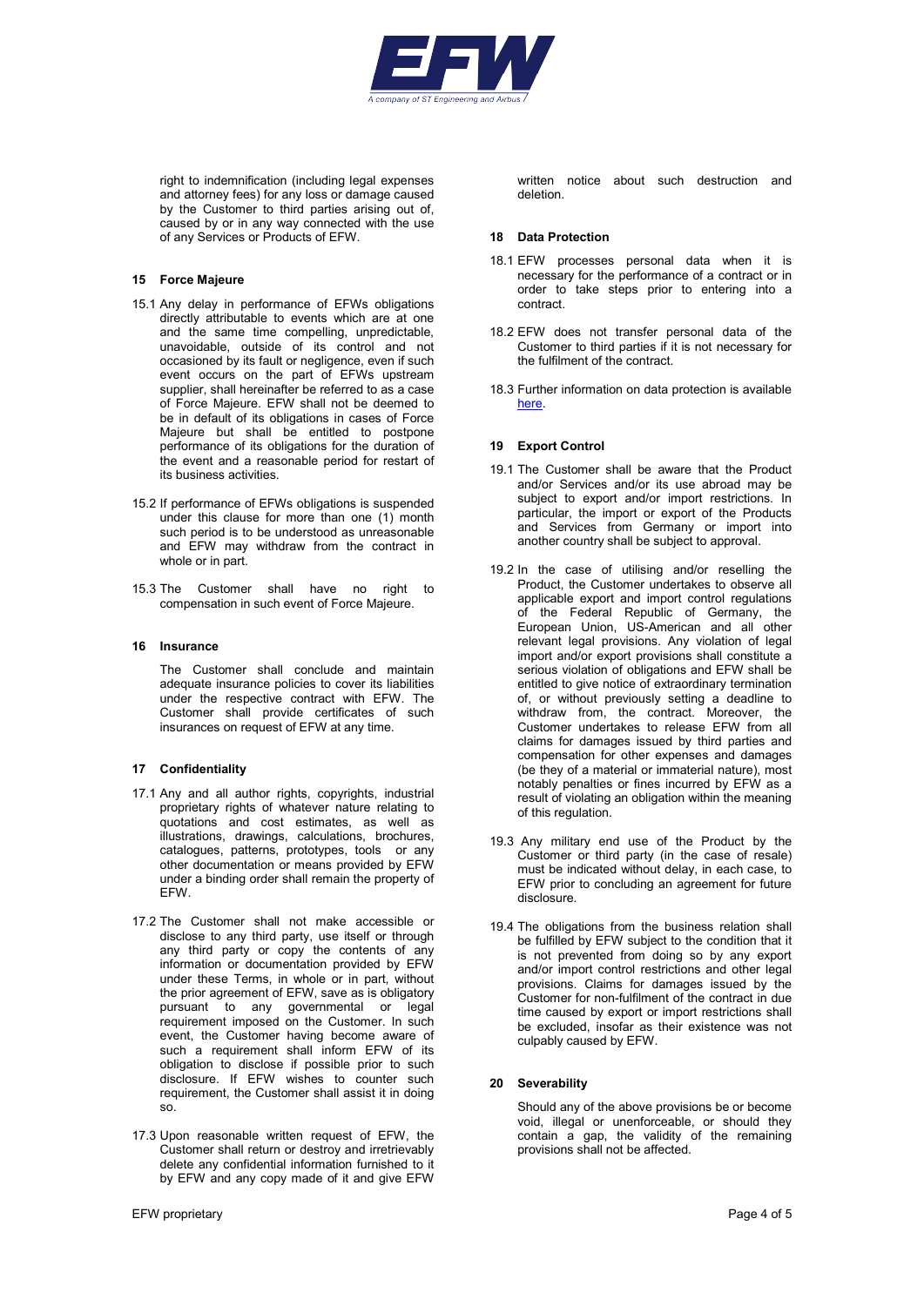right to indemnification (including legal expenses and attorney fees) for any loss or damage caused by the Customer to third parties arising out of, caused by or in any way connected with the use of any Services or Products of EFW.

## 15 Force Majeure

15.1 Any delay in performance of EFWs obligations directly attributable to events which are at one and the same time compelling, unpredictable, unavoidable, outside of its control and not occasioned by its fault or negligence, even if such event occurs on the part of EFWs upstream supplier, shall hereinafter be referred to as a case of Force Majeure. EFW shall not be deemed to be in default of its obligations in cases of Force Majeure but shall be entitled to postpone performance of its obligations for the duration of the event and a reasonable period for restart of its business activities.

15.2 If performance of EFWs obligations is suspended under this clause for more than one (1) month such period is to be understood as unreasonable and EFW may withdraw from the contract in whole or in part.

15.3 The Customer shall have no right to compensation in such event of Force Majeure.

## 16 Insurance

The Customer shall conclude and maintain adequate insurance policies to cover its liabilities under the respective contract with EFW. The Customer shall provide certificates of such insurances on request of EFW at any time.

## 17 Confidentiality

17.1 Any and all author rights, copyrights, industrial proprietary rights of whatever nature relating to quotations and cost estimates, as well as illustrations, drawings, calculations, brochures, catalogues, patterns, prototypes, tools or any other documentation or means provided by EFW under a binding order shall remain the property of EFW.

17.2 The Customer shall not make accessible or disclose to any third party, use itself or through any third party or copy the contents of any information or documentation provided by EFW under these Terms, in whole or in part, without the prior agreement of EFW, save as is obligatory pursuant to any governmental or legal requirement imposed on the Customer. In such event, the Customer having become aware of such a requirement shall inform EFW of its obligation to disclose if possible prior to such disclosure. If EFW wishes to counter such requirement, the Customer shall assist it in doing so.

17.3 Upon reasonable written request of EFW, the Customer shall return or destroy and irretrievably delete any confidential information furnished to it by EFW and any copy made of it and give EFW written notice about such destruction and deletion.

## 18 Data Protection

18.1 EFW processes personal data when it is necessary for the performance of a contract or in order to take steps prior to entering into a contract.

18.2 EFW does not transfer personal data of the Customer to third parties if it is not necessary for the fulfilment of the contract.

18.3 Further information on data protection is available here.

## 19 Export Control

19.1 The Customer shall be aware that the Product and/or Services and/or its use abroad may be subject to export and/or import restrictions. In particular, the import or export of the Products and Services from Germany or import into another country shall be subject to approval.

19.2 In the case of utilising and/or reselling the Product, the Customer undertakes to observe all applicable export and import control regulations of the Federal Republic of Germany, the European Union, US-American and all other relevant legal provisions. Any violation of legal import and/or export provisions shall constitute a serious violation of obligations and EFW shall be entitled to give notice of extraordinary termination of, or without previously setting a deadline to withdraw from, the contract. Moreover, the Customer undertakes to release EFW from all claims for damages issued by third parties and compensation for other expenses and damages (be they of a material or immaterial nature), most notably penalties or fines incurred by EFW as a result of violating an obligation within the meaning of this regulation.

19.3 Any military end use of the Product by the Customer or third party (in the case of resale) must be indicated without delay, in each case, to EFW prior to concluding an agreement for future disclosure.

19.4 The obligations from the business relation shall be fulfilled by EFW subject to the condition that it is not prevented from doing so by any export and/or import control restrictions and other legal provisions. Claims for damages issued by the Customer for non-fulfilment of the contract in due time caused by export or import restrictions shall be excluded, insofar as their existence was not culpably caused by EFW.

## 20 Severability

Should any of the above provisions be or become void, illegal or unenforceable, or should they contain a gap, the validity of the remaining provisions shall not be affected.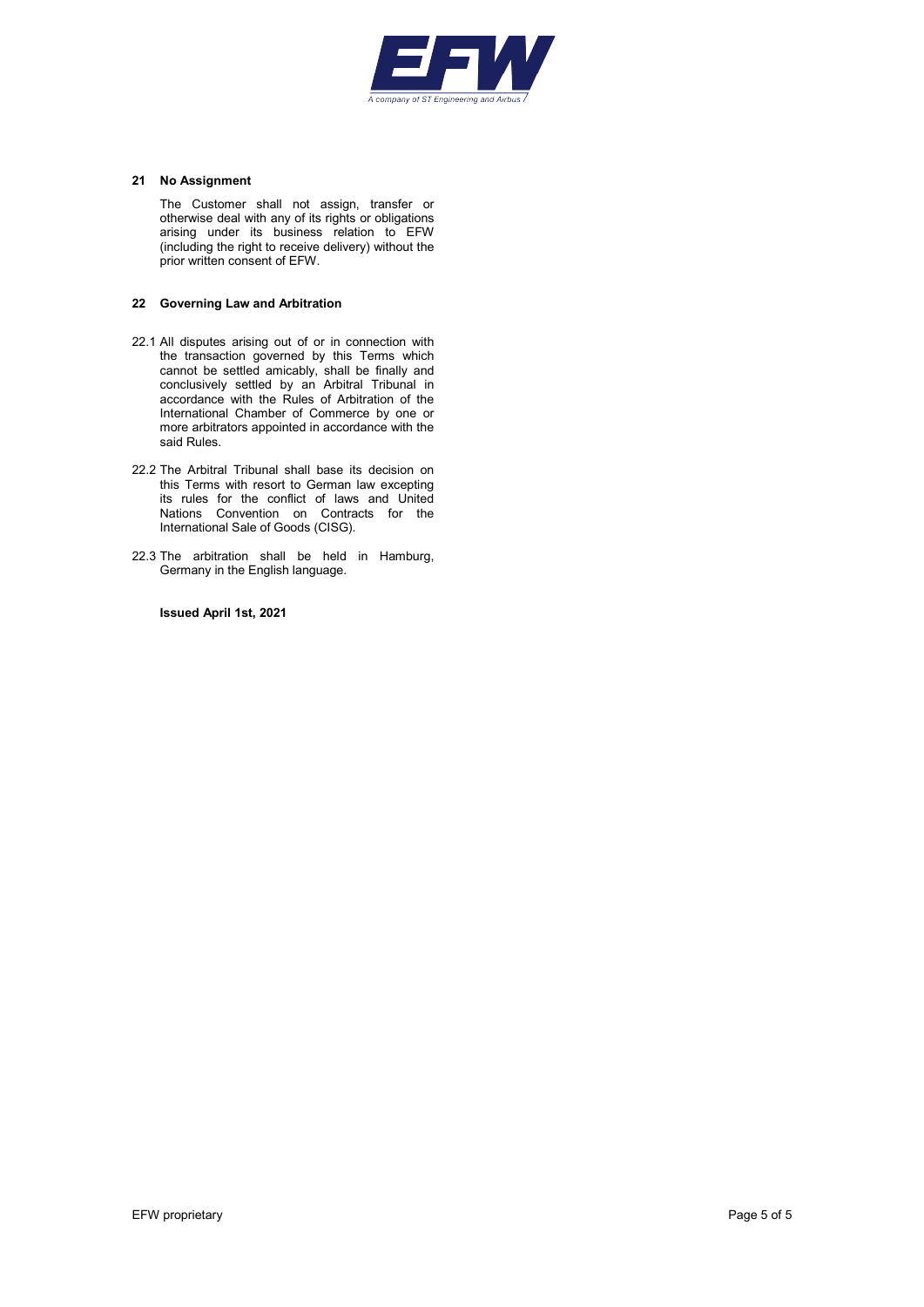## 21 No Assignment

The Customer shall not assign, transfer or otherwise deal with any of its rights or obligations arising under its business relation to EFW (including the right to receive delivery) without the prior written consent of EFW.

## 22 Governing Law and Arbitration

22.1 All disputes arising out of or in connection with the transaction governed by this Terms which cannot be settled amicably, shall be finally and conclusively settled by an Arbitral Tribunal in accordance with the Rules of Arbitration of the International Chamber of Commerce by one or more arbitrators appointed in accordance with the said Rules.

22.2 The Arbitral Tribunal shall base its decision on this Terms with resort to German law excepting its rules for the conflict of laws and United Nations Convention on Contracts for the International Sale of Goods (CISG).

22.3 The arbitration shall be held in Hamburg, Germany in the English language.

**Issued April 1st, 2021**

EFW proprietary